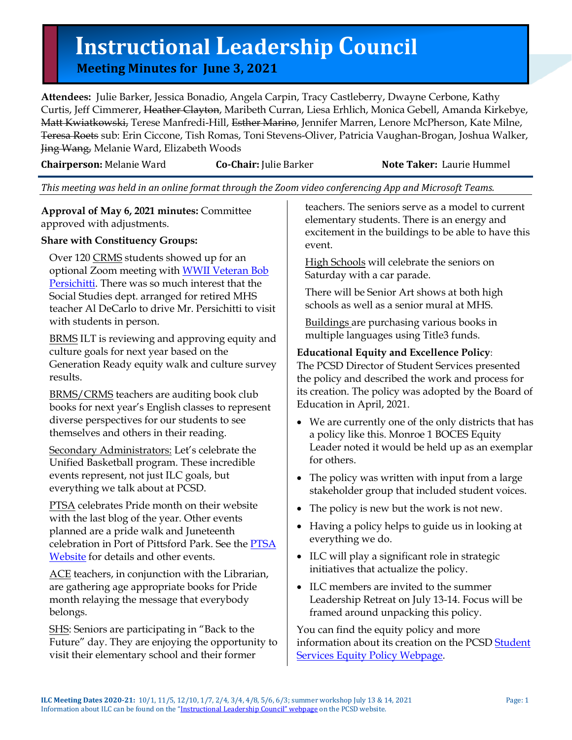# Instructional Leadership Council

## Meeting Minutes for June 3, 2021

**Attendees:** Julie Barker, Jessica Bonadio, Angela Carpin, Tracy Castleberry, Dwayne Cerbone, Kathy Curtis, Jeff Cimmerer, ~~Heather Clayton~~, Maribeth Curran, Liesa Erhlich, Monica Gebell, Amanda Kirkebye, ~~Matt Kwiatkowski,~~ Terese Manfredi-Hill, ~~Esther Marino~~, Jennifer Marren, Lenore McPherson, Kate Milne, ~~Teresa Roets~~ sub: Erin Ciccone, Tish Romas, Toni Stevens-Oliver, Patricia Vaughan-Brogan, Joshua Walker, ~~Jing Wang,~~ Melanie Ward, Elizabeth Woods

**Chairperson:** Melanie Ward **Co-Chair:** Julie Barker **Note Taker:** Laurie Hummel

*This meeting was held in an online format through the Zoom video conferencing App and Microsoft Teams.*

**Approval of May 6, 2021 minutes:** Committee approved with adjustments.

**Share with Constituency Groups:**

Over 120 CRMS students showed up for an optional Zoom meeting with WWII Veteran Bob Persichitti. There was so much interest that the Social Studies dept. arranged for retired MHS teacher Al DeCarlo to drive Mr. Persichitti to visit with students in person.

BRMS ILT is reviewing and approving equity and culture goals for next year based on the Generation Ready equity walk and culture survey results.

BRMS/CRMS teachers are auditing book club books for next year's English classes to represent diverse perspectives for our students to see themselves and others in their reading.

Secondary Administrators: Let's celebrate the Unified Basketball program. These incredible events represent, not just ILC goals, but everything we talk about at PCSD.

PTSA celebrates Pride month on their website with the last blog of the year. Other events planned are a pride walk and Juneteenth celebration in Port of Pittsford Park. See the PTSA Website for details and other events.

ACE teachers, in conjunction with the Librarian, are gathering age appropriate books for Pride month relaying the message that everybody belongs.

SHS: Seniors are participating in "Back to the Future" day. They are enjoying the opportunity to visit their elementary school and their former teachers. The seniors serve as a model to current elementary students. There is an energy and excitement in the buildings to be able to have this event.

High Schools will celebrate the seniors on Saturday with a car parade.

There will be Senior Art shows at both high schools as well as a senior mural at MHS.

Buildings are purchasing various books in multiple languages using Title3 funds.

**Educational Equity and Excellence Policy**: The PCSD Director of Student Services presented the policy and described the work and process for its creation. The policy was adopted by the Board of Education in April, 2021.

- We are currently one of the only districts that has a policy like this. Monroe 1 BOCES Equity Leader noted it would be held up as an exemplar for others.
- The policy was written with input from a large stakeholder group that included student voices.
- The policy is new but the work is not new.
- Having a policy helps to guide us in looking at everything we do.
- ILC will play a significant role in strategic initiatives that actualize the policy.
- ILC members are invited to the summer Leadership Retreat on July 13-14. Focus will be framed around unpacking this policy.

You can find the equity policy and more information about its creation on the PCSD Student Services Equity Policy Webpage.

**ILC Meeting Dates 2020-21:** 10/1, 11/5, 12/10, 1/7, 2/4, 3/4, 4/8, 5/6, 6/3; summer workshop July 13 & 14, 2021
Information about ILC can be found on the "Instructional Leadership Council" webpage on the PCSD website.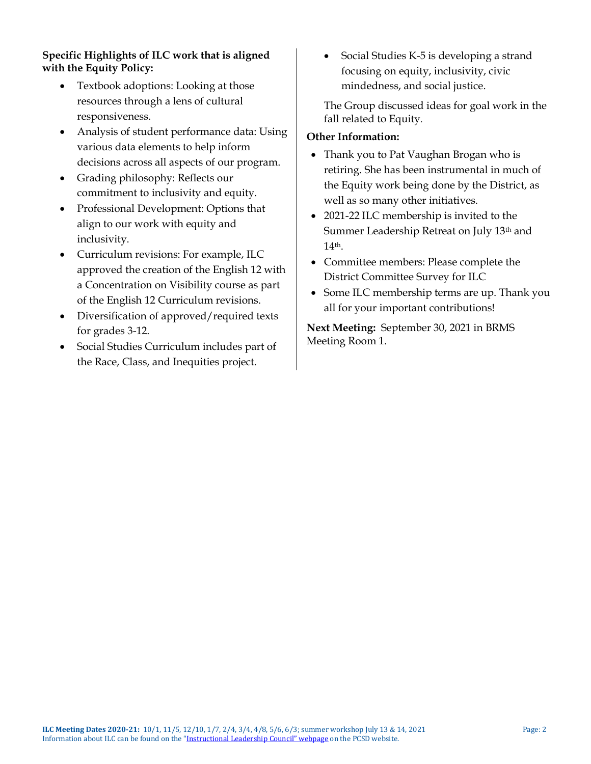**Specific Highlights of ILC work that is aligned with the Equity Policy:**

- Textbook adoptions: Looking at those resources through a lens of cultural responsiveness.
- Analysis of student performance data: Using various data elements to help inform decisions across all aspects of our program.
- Grading philosophy: Reflects our commitment to inclusivity and equity.
- Professional Development: Options that align to our work with equity and inclusivity.
- Curriculum revisions: For example, ILC approved the creation of the English 12 with a Concentration on Visibility course as part of the English 12 Curriculum revisions.
- Diversification of approved/required texts for grades 3-12.
- Social Studies Curriculum includes part of the Race, Class, and Inequities project.
- Social Studies K-5 is developing a strand focusing on equity, inclusivity, civic mindedness, and social justice.

The Group discussed ideas for goal work in the fall related to Equity.

**Other Information:**

- Thank you to Pat Vaughan Brogan who is retiring. She has been instrumental in much of the Equity work being done by the District, as well as so many other initiatives.
- 2021-22 ILC membership is invited to the Summer Leadership Retreat on July 13th and 14th.
- Committee members: Please complete the District Committee Survey for ILC
- Some ILC membership terms are up. Thank you all for your important contributions!

**Next Meeting:** September 30, 2021 in BRMS Meeting Room 1.

**ILC Meeting Dates 2020-21:** 10/1, 11/5, 12/10, 1/7, 2/4, 3/4, 4/8, 5/6, 6/3; summer workshop July 13 & 14, 2021
Information about ILC can be found on the "Instructional Leadership Council" webpage on the PCSD website.